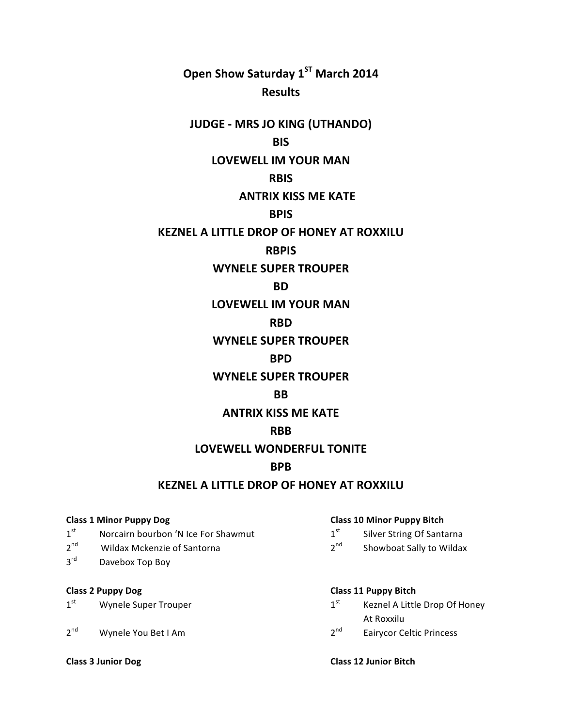# Open Show Saturday 1ST March 2014

## Results

**JUDGE - MRS JO KING (UTHANDO)**

**BIS**

**LOVEWELL IM YOUR MAN**

**RBIS**

**ANTRIX KISS ME KATE**

**BPIS**

**KEZNEL A LITTLE DROP OF HONEY AT ROXXILU**

**RBPIS**

**WYNELE SUPER TROUPER**

**BD**

**LOVEWELL IM YOUR MAN**

**RBD**

**WYNELE SUPER TROUPER**

**BPD**

**WYNELE SUPER TROUPER**

**BB**

**ANTRIX KISS ME KATE**

**RBB**

**LOVEWELL WONDERFUL TONITE**

**BPB**

**KEZNEL A LITTLE DROP OF HONEY AT ROXXILU**

**Class 1 Minor Puppy Dog**

1st Norcairn bourbon 'N Ice For Shawmut
2nd Wildax Mckenzie of Santorna
3rd Davebox Top Boy

**Class 2 Puppy Dog**

1st Wynele Super Trouper
2nd Wynele You Bet I Am

**Class 3 Junior Dog**

**Class 10 Minor Puppy Bitch**

1st Silver String Of Santarna
2nd Showboat Sally to Wildax

**Class 11 Puppy Bitch**

1st Keznel A Little Drop Of Honey At Roxxilu
2nd Eairycor Celtic Princess

**Class 12 Junior Bitch**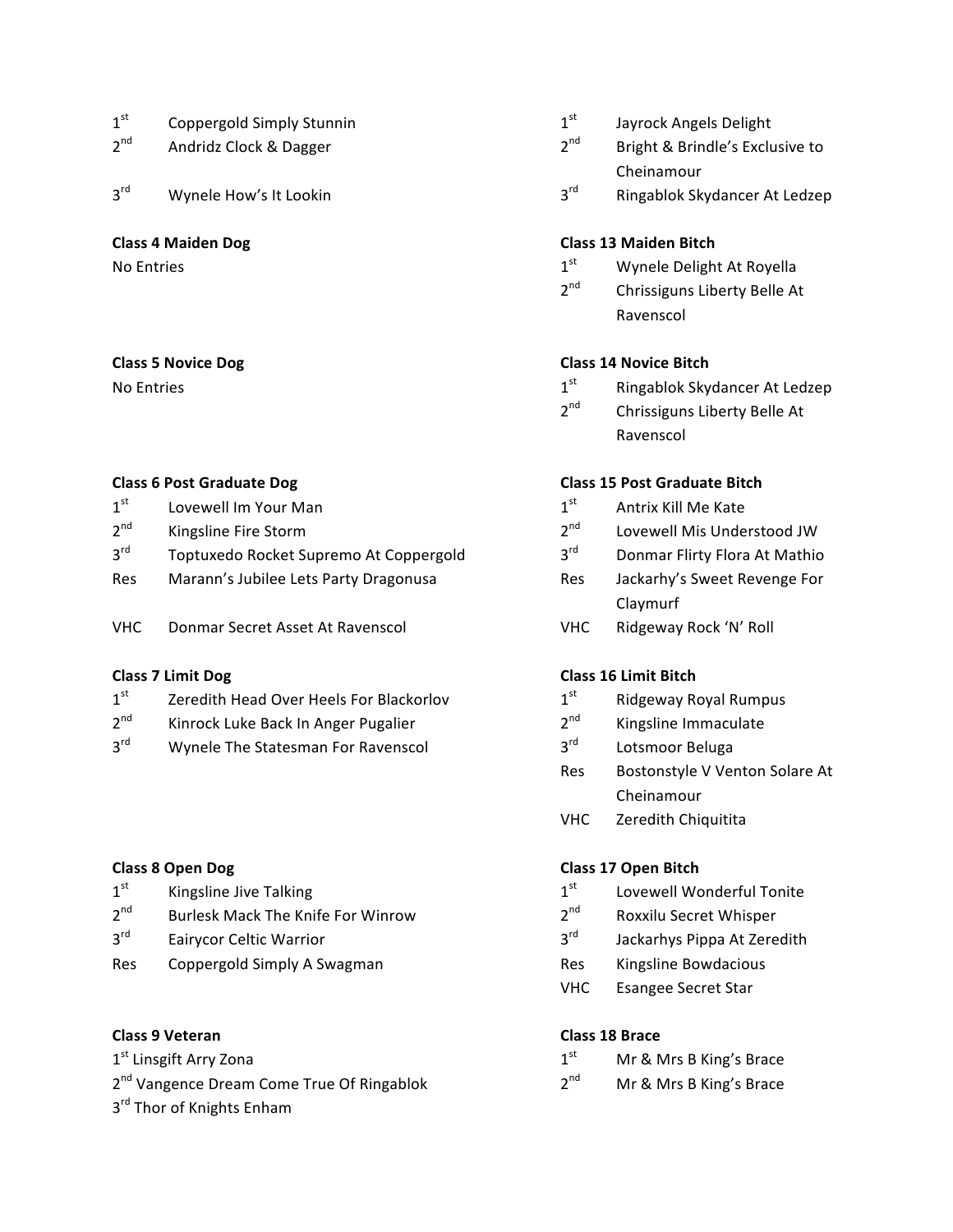1st Coppergold Simply Stunnin
2nd Andridz Clock & Dagger
3rd Wynele How's It Lookin

**Class 4 Maiden Dog**

No Entries

**Class 5 Novice Dog**

No Entries

**Class 6 Post Graduate Dog**

1st Lovewell Im Your Man
2nd Kingsline Fire Storm
3rd Toptuxedo Rocket Supremo At Coppergold
Res Marann's Jubilee Lets Party Dragonusa
VHC Donmar Secret Asset At Ravenscol

**Class 7 Limit Dog**

1st Zeredith Head Over Heels For Blackorlov
2nd Kinrock Luke Back In Anger Pugalier
3rd Wynele The Statesman For Ravenscol

**Class 8 Open Dog**

1st Kingsline Jive Talking
2nd Burlesk Mack The Knife For Winrow
3rd Eairycor Celtic Warrior
Res Coppergold Simply A Swagman

**Class 9 Veteran**

1st Linsgift Arry Zona
2nd Vangence Dream Come True Of Ringablok
3rd Thor of Knights Enham

1st Jayrock Angels Delight
2nd Bright & Brindle's Exclusive to Cheinamour
3rd Ringablok Skydancer At Ledzep

**Class 13 Maiden Bitch**

1st Wynele Delight At Royella
2nd Chrissiguns Liberty Belle At Ravenscol

**Class 14 Novice Bitch**

1st Ringablok Skydancer At Ledzep
2nd Chrissiguns Liberty Belle At Ravenscol

**Class 15 Post Graduate Bitch**

1st Antrix Kill Me Kate
2nd Lovewell Mis Understood JW
3rd Donmar Flirty Flora At Mathio
Res Jackarhy's Sweet Revenge For Claymurf
VHC Ridgeway Rock 'N' Roll

**Class 16 Limit Bitch**

1st Ridgeway Royal Rumpus
2nd Kingsline Immaculate
3rd Lotsmoor Beluga
Res Bostonstyle V Venton Solare At Cheinamour
VHC Zeredith Chiquitita

**Class 17 Open Bitch**

1st Lovewell Wonderful Tonite
2nd Roxxilu Secret Whisper
3rd Jackarhys Pippa At Zeredith
Res Kingsline Bowdacious
VHC Esangee Secret Star

**Class 18 Brace**

1st Mr & Mrs B King's Brace
2nd Mr & Mrs B King's Brace